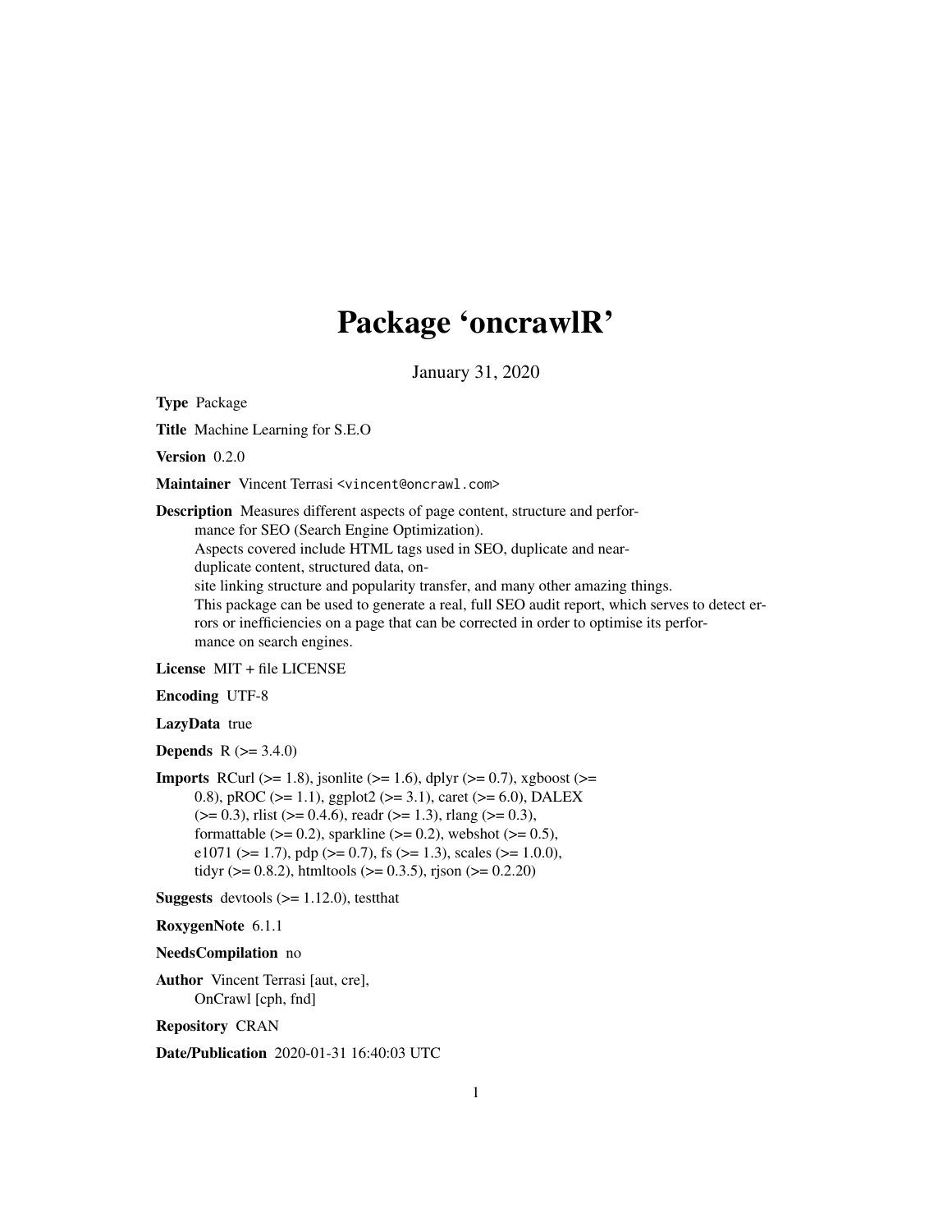# Package 'oncrawlR'

January 31, 2020

**Type** Package

**Title** Machine Learning for S.E.O

**Version** 0.2.0

**Maintainer** Vincent Terrasi <vincent@oncrawl.com>

**Description** Measures different aspects of page content, structure and performance for SEO (Search Engine Optimization).
Aspects covered include HTML tags used in SEO, duplicate and near-duplicate content, structured data, on-site linking structure and popularity transfer, and many other amazing things.
This package can be used to generate a real, full SEO audit report, which serves to detect errors or inefficiencies on a page that can be corrected in order to optimise its performance on search engines.

**License** MIT + file LICENSE

**Encoding** UTF-8

**LazyData** true

**Depends** R (>= 3.4.0)

**Imports** RCurl (>= 1.8), jsonlite (>= 1.6), dplyr (>= 0.7), xgboost (>= 0.8), pROC (>= 1.1), ggplot2 (>= 3.1), caret (>= 6.0), DALEX (>= 0.3), rlist (>= 0.4.6), readr (>= 1.3), rlang (>= 0.3), formattable (>= 0.2), sparkline (>= 0.2), webshot (>= 0.5), e1071 (>= 1.7), pdp (>= 0.7), fs (>= 1.3), scales (>= 1.0.0), tidyr (>= 0.8.2), htmltools (>= 0.3.5), rjson (>= 0.2.20)

**Suggests** devtools (>= 1.12.0), testthat

**RoxygenNote** 6.1.1

**NeedsCompilation** no

**Author** Vincent Terrasi [aut, cre],
OnCrawl [cph, fnd]

**Repository** CRAN

**Date/Publication** 2020-01-31 16:40:03 UTC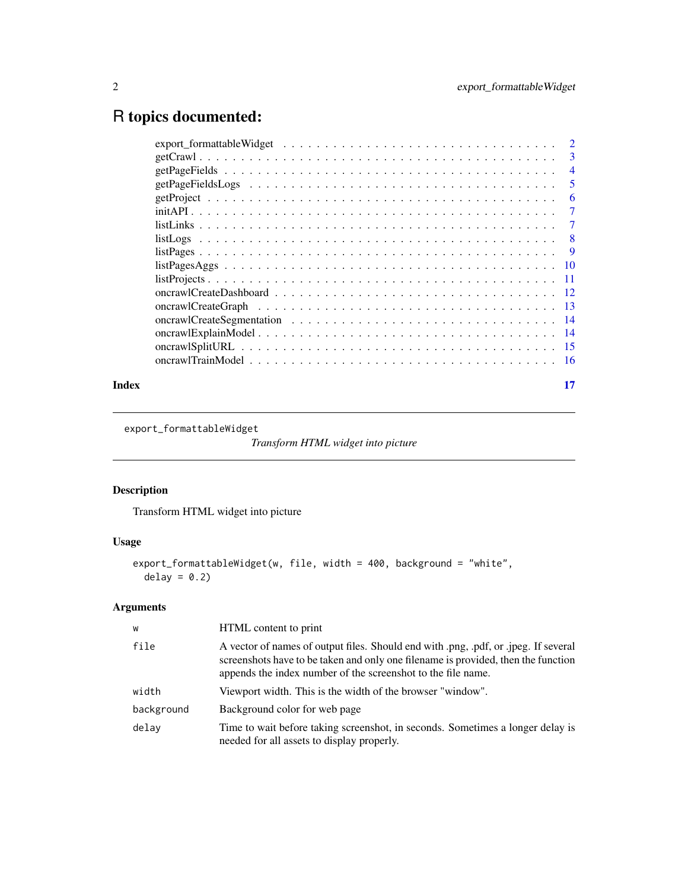# R topics documented:

| | |
|---|---|
| export_formattableWidget | 2 |
| getCrawl | 3 |
| getPageFields | 4 |
| getPageFieldsLogs | 5 |
| getProject | 6 |
| initAPI | 7 |
| listLinks | 7 |
| listLogs | 8 |
| listPages | 9 |
| listPagesAggs | 10 |
| listProjects | 11 |
| oncrawlCreateDashboard | 12 |
| oncrawlCreateGraph | 13 |
| oncrawlCreateSegmentation | 14 |
| oncrawlExplainModel | 14 |
| oncrawlSplitURL | 15 |
| oncrawlTrainModel | 16 |

**Index** 17

---

`export_formattableWidget` *Transform HTML widget into picture*

---

## Description

Transform HTML widget into picture

## Usage

```
export_formattableWidget(w, file, width = 400, background = "white",
  delay = 0.2)
```

## Arguments

| | |
|---|---|
| `w` | HTML content to print |
| `file` | A vector of names of output files. Should end with .png, .pdf, or .jpeg. If several screenshots have to be taken and only one filename is provided, then the function appends the index number of the screenshot to the file name. |
| `width` | Viewport width. This is the width of the browser "window". |
| `background` | Background color for web page |
| `delay` | Time to wait before taking screenshot, in seconds. Sometimes a longer delay is needed for all assets to display properly. |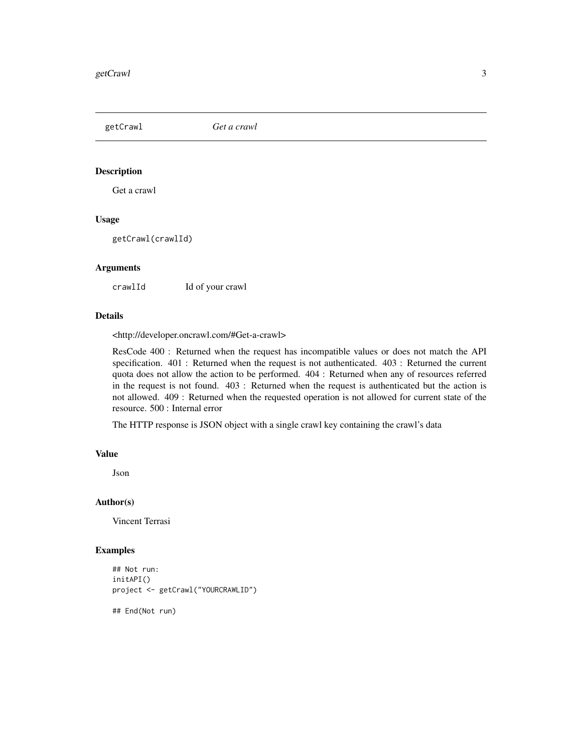## getCrawl *Get a crawl*

### Description

Get a crawl

### Usage

```
getCrawl(crawlId)
```

### Arguments

| | |
|---|---|
| `crawlId` | Id of your crawl |

### Details

<http://developer.oncrawl.com/#Get-a-crawl>

ResCode 400 : Returned when the request has incompatible values or does not match the API specification. 401 : Returned when the request is not authenticated. 403 : Returned the current quota does not allow the action to be performed. 404 : Returned when any of resources referred in the request is not found. 403 : Returned when the request is authenticated but the action is not allowed. 409 : Returned when the requested operation is not allowed for current state of the resource. 500 : Internal error

The HTTP response is JSON object with a single crawl key containing the crawl's data

### Value

Json

### Author(s)

Vincent Terrasi

### Examples

```
## Not run:
initAPI()
project <- getCrawl("YOURCRAWLID")

## End(Not run)
```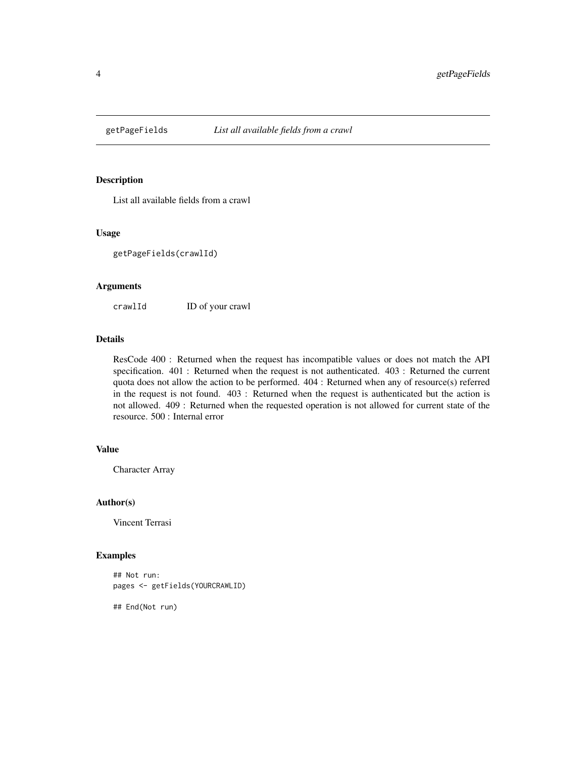## getPageFields — *List all available fields from a crawl*

### Description

List all available fields from a crawl

### Usage

```
getPageFields(crawlId)
```

### Arguments

| | |
|---|---|
| `crawlId` | ID of your crawl |

### Details

ResCode 400 : Returned when the request has incompatible values or does not match the API specification. 401 : Returned when the request is not authenticated. 403 : Returned the current quota does not allow the action to be performed. 404 : Returned when any of resource(s) referred in the request is not found. 403 : Returned when the request is authenticated but the action is not allowed. 409 : Returned when the requested operation is not allowed for current state of the resource. 500 : Internal error

### Value

Character Array

### Author(s)

Vincent Terrasi

### Examples

```
## Not run:
pages <- getFields(YOURCRAWLID)

## End(Not run)
```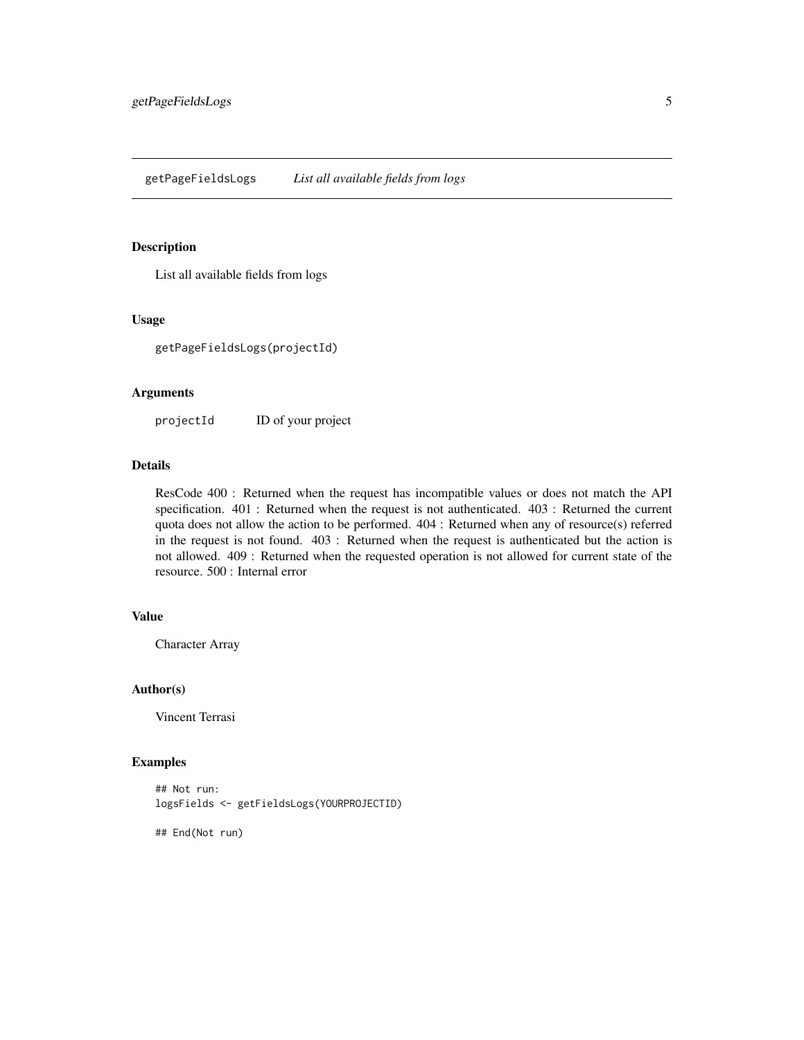## getPageFieldsLogs *List all available fields from logs*

### Description

List all available fields from logs

### Usage

```
getPageFieldsLogs(projectId)
```

### Arguments

| | |
|---|---|
| projectId | ID of your project |

### Details

ResCode 400 : Returned when the request has incompatible values or does not match the API specification. 401 : Returned when the request is not authenticated. 403 : Returned the current quota does not allow the action to be performed. 404 : Returned when any of resource(s) referred in the request is not found. 403 : Returned when the request is authenticated but the action is not allowed. 409 : Returned when the requested operation is not allowed for current state of the resource. 500 : Internal error

### Value

Character Array

### Author(s)

Vincent Terrasi

### Examples

```
## Not run:
logsFields <- getFieldsLogs(YOURPROJECTID)

## End(Not run)
```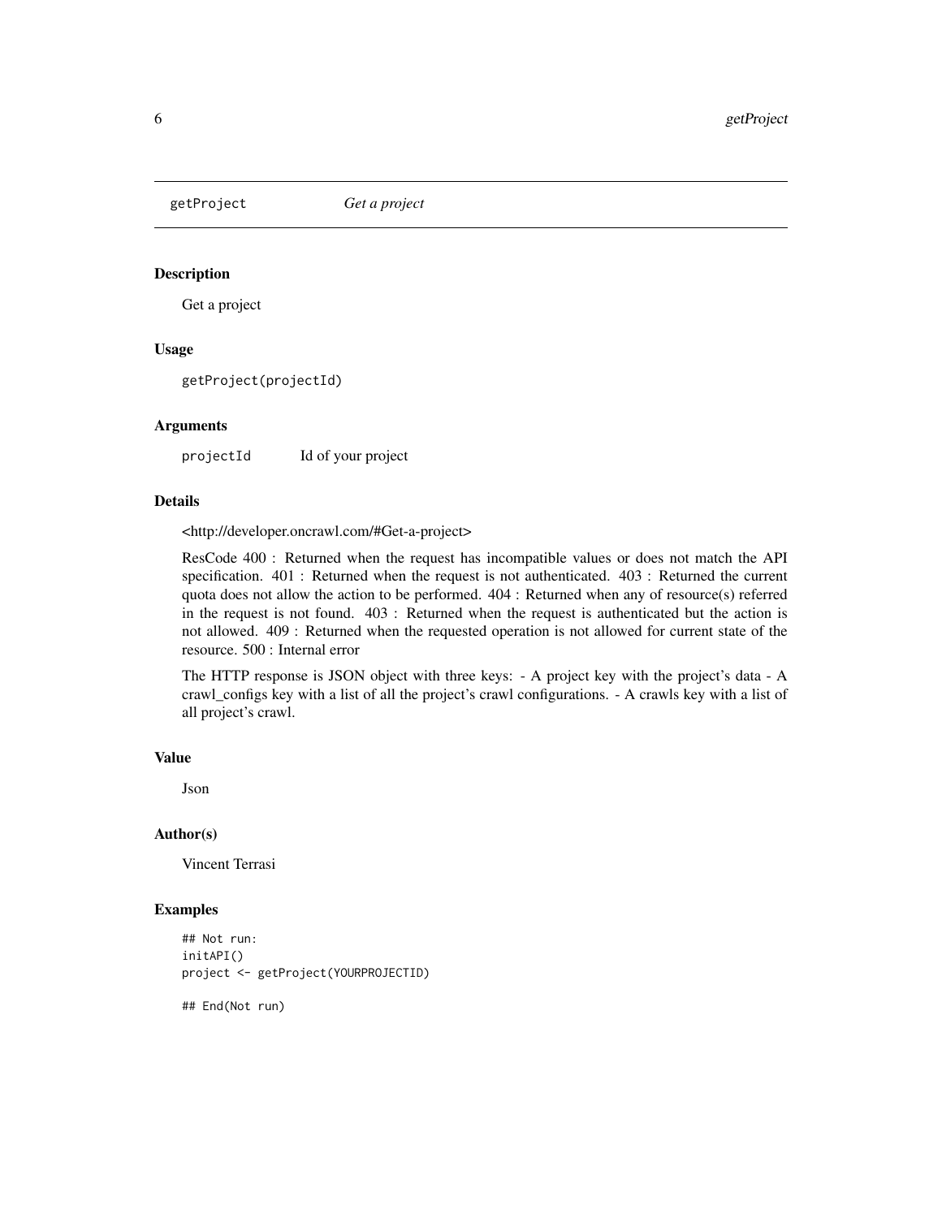getProject *Get a project*

### Description

Get a project

### Usage

```
getProject(projectId)
```

### Arguments

| | |
|---|---|
| projectId | Id of your project |

### Details

<http://developer.oncrawl.com/#Get-a-project>

ResCode 400 : Returned when the request has incompatible values or does not match the API specification. 401 : Returned when the request is not authenticated. 403 : Returned the current quota does not allow the action to be performed. 404 : Returned when any of resource(s) referred in the request is not found. 403 : Returned when the request is authenticated but the action is not allowed. 409 : Returned when the requested operation is not allowed for current state of the resource. 500 : Internal error

The HTTP response is JSON object with three keys: - A project key with the project's data - A crawl_configs key with a list of all the project's crawl configurations. - A crawls key with a list of all project's crawl.

### Value

Json

### Author(s)

Vincent Terrasi

### Examples

```
## Not run:
initAPI()
project <- getProject(YOURPROJECTID)

## End(Not run)
```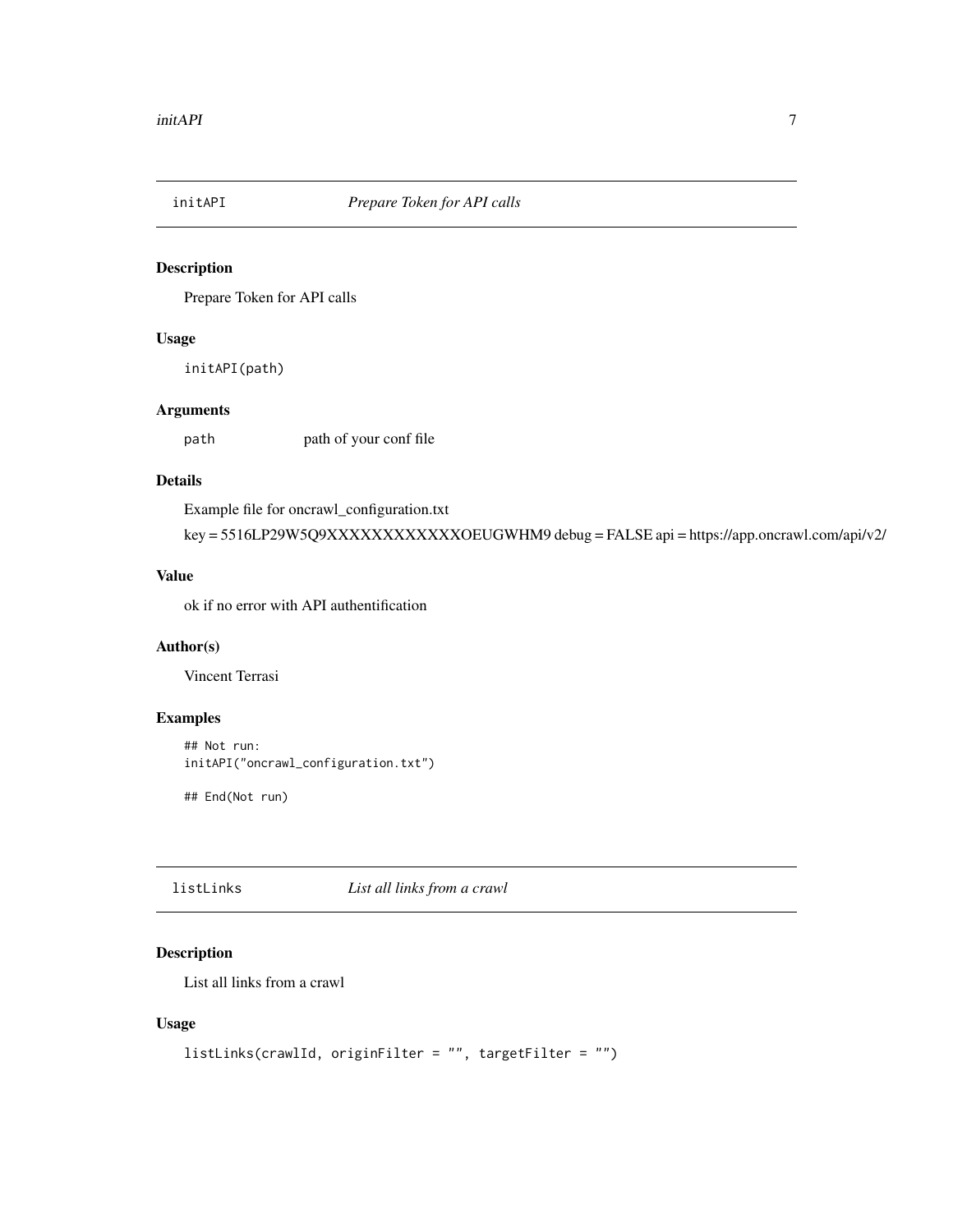## initAPI *Prepare Token for API calls*

### Description

Prepare Token for API calls

### Usage

```
initAPI(path)
```

### Arguments

`path` path of your conf file

### Details

Example file for oncrawl_configuration.txt

key = 5516LP29W5Q9XXXXXXXXXXXXXOEUGWHM9 debug = FALSE api = https://app.oncrawl.com/api/v2/

### Value

ok if no error with API authentification

### Author(s)

Vincent Terrasi

### Examples

```
## Not run:
initAPI("oncrawl_configuration.txt")

## End(Not run)
```

## listLinks *List all links from a crawl*

### Description

List all links from a crawl

### Usage

```
listLinks(crawlId, originFilter = "", targetFilter = "")
```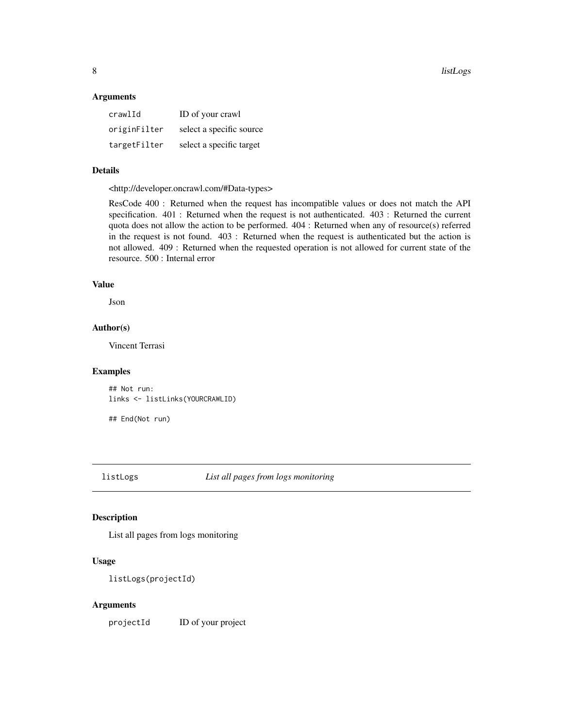### Arguments

| | |
|---|---|
| `crawlId` | ID of your crawl |
| `originFilter` | select a specific source |
| `targetFilter` | select a specific target |

### Details

<http://developer.oncrawl.com/#Data-types>

ResCode 400 : Returned when the request has incompatible values or does not match the API specification. 401 : Returned when the request is not authenticated. 403 : Returned the current quota does not allow the action to be performed. 404 : Returned when any of resource(s) referred in the request is not found. 403 : Returned when the request is authenticated but the action is not allowed. 409 : Returned when the requested operation is not allowed for current state of the resource. 500 : Internal error

### Value

Json

### Author(s)

Vincent Terrasi

### Examples

```
## Not run:
links <- listLinks(YOURCRAWLID)

## End(Not run)
```

---

## `listLogs` *List all pages from logs monitoring*

### Description

List all pages from logs monitoring

### Usage

```
listLogs(projectId)
```

### Arguments

| | |
|---|---|
| `projectId` | ID of your project |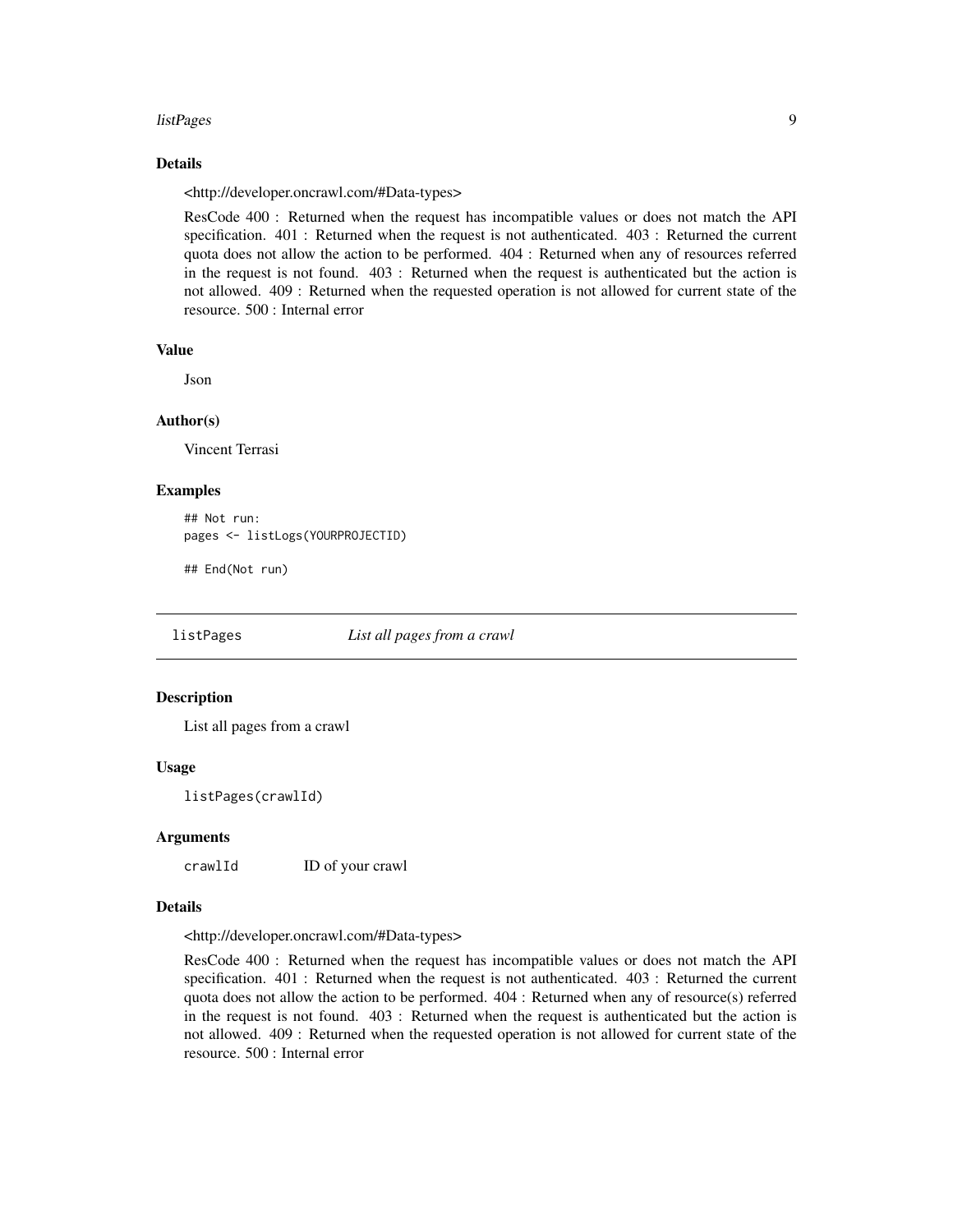### Details

<http://developer.oncrawl.com/#Data-types>

ResCode 400 : Returned when the request has incompatible values or does not match the API specification. 401 : Returned when the request is not authenticated. 403 : Returned the current quota does not allow the action to be performed. 404 : Returned when any of resources referred in the request is not found. 403 : Returned when the request is authenticated but the action is not allowed. 409 : Returned when the requested operation is not allowed for current state of the resource. 500 : Internal error

### Value

Json

### Author(s)

Vincent Terrasi

### Examples

```
## Not run:
pages <- listLogs(YOURPROJECTID)

## End(Not run)
```

---

## listPages — *List all pages from a crawl*

### Description

List all pages from a crawl

### Usage

```
listPages(crawlId)
```

### Arguments

| | |
|---|---|
| crawlId | ID of your crawl |

### Details

<http://developer.oncrawl.com/#Data-types>

ResCode 400 : Returned when the request has incompatible values or does not match the API specification. 401 : Returned when the request is not authenticated. 403 : Returned the current quota does not allow the action to be performed. 404 : Returned when any of resource(s) referred in the request is not found. 403 : Returned when the request is authenticated but the action is not allowed. 409 : Returned when the requested operation is not allowed for current state of the resource. 500 : Internal error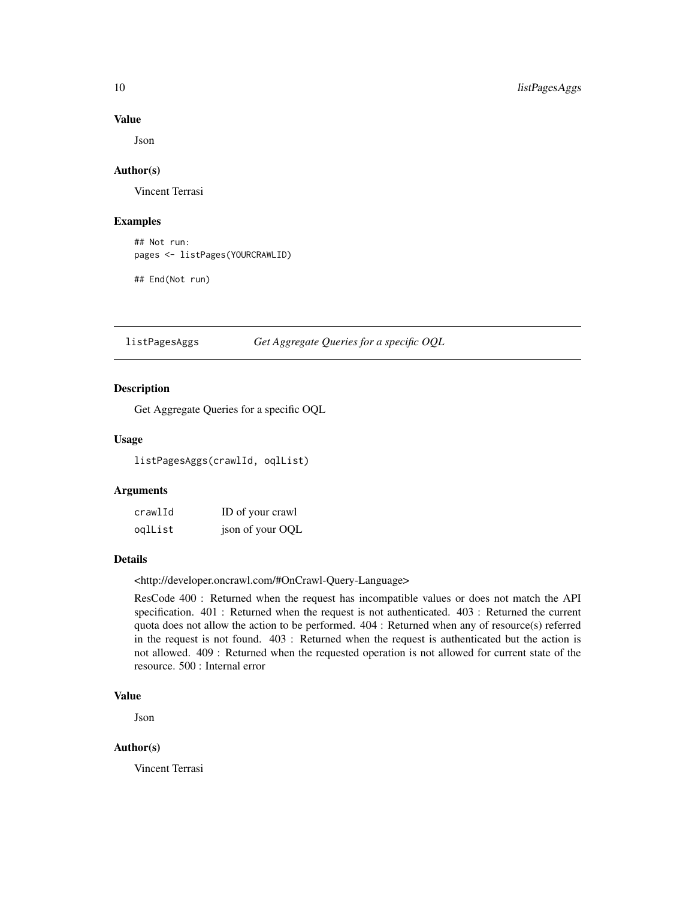### Value

Json

### Author(s)

Vincent Terrasi

### Examples

```
## Not run:
pages <- listPages(YOURCRAWLID)

## End(Not run)
```

---

## listPagesAggs — *Get Aggregate Queries for a specific OQL*

---

### Description

Get Aggregate Queries for a specific OQL

### Usage

```
listPagesAggs(crawlId, oqlList)
```

### Arguments

| | |
|---|---|
| `crawlId` | ID of your crawl |
| `oqlList` | json of your OQL |

### Details

<http://developer.oncrawl.com/#OnCrawl-Query-Language>

ResCode 400 : Returned when the request has incompatible values or does not match the API specification. 401 : Returned when the request is not authenticated. 403 : Returned the current quota does not allow the action to be performed. 404 : Returned when any of resource(s) referred in the request is not found. 403 : Returned when the request is authenticated but the action is not allowed. 409 : Returned when the requested operation is not allowed for current state of the resource. 500 : Internal error

### Value

Json

### Author(s)

Vincent Terrasi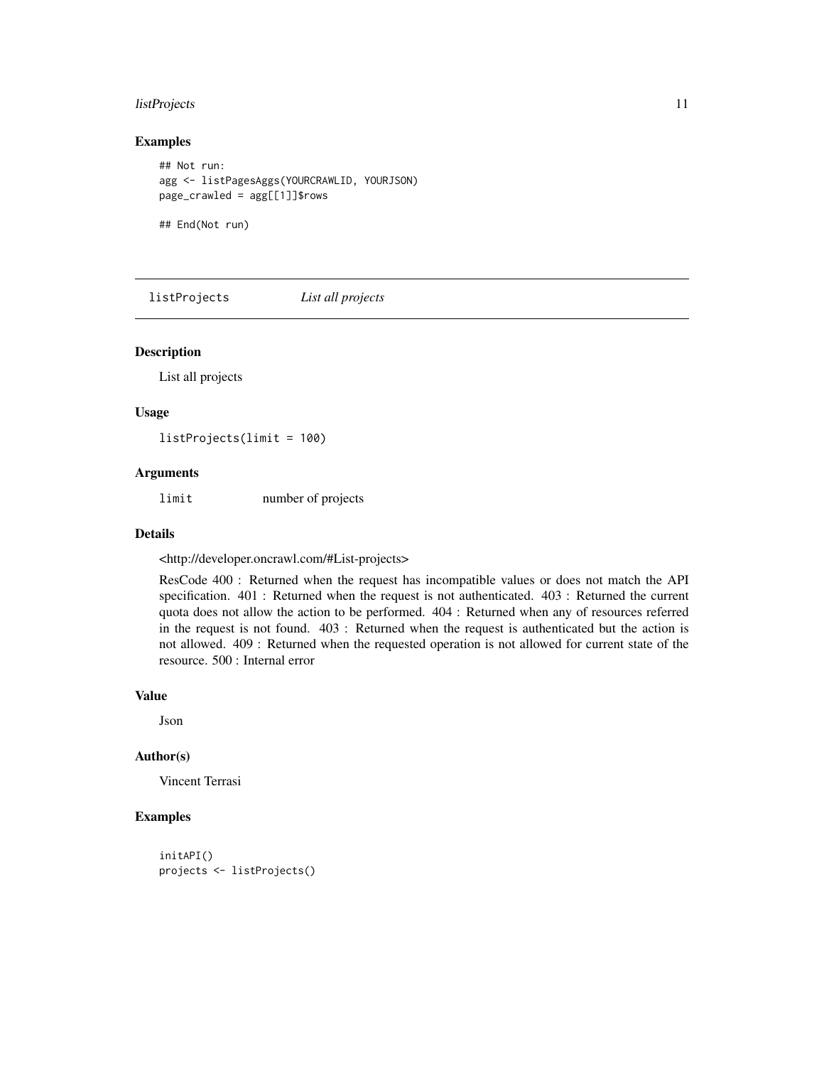## Examples

```
## Not run:
agg <- listPagesAggs(YOURCRAWLID, YOURJSON)
page_crawled = agg[[1]]$rows

## End(Not run)
```

---

## listProjects *List all projects*

---

### Description

List all projects

### Usage

```
listProjects(limit = 100)
```

### Arguments

| | |
|---|---|
| `limit` | number of projects |

### Details

<http://developer.oncrawl.com/#List-projects>

ResCode 400 : Returned when the request has incompatible values or does not match the API specification. 401 : Returned when the request is not authenticated. 403 : Returned the current quota does not allow the action to be performed. 404 : Returned when any of resources referred in the request is not found. 403 : Returned when the request is authenticated but the action is not allowed. 409 : Returned when the requested operation is not allowed for current state of the resource. 500 : Internal error

### Value

Json

### Author(s)

Vincent Terrasi

### Examples

```
initAPI()
projects <- listProjects()
```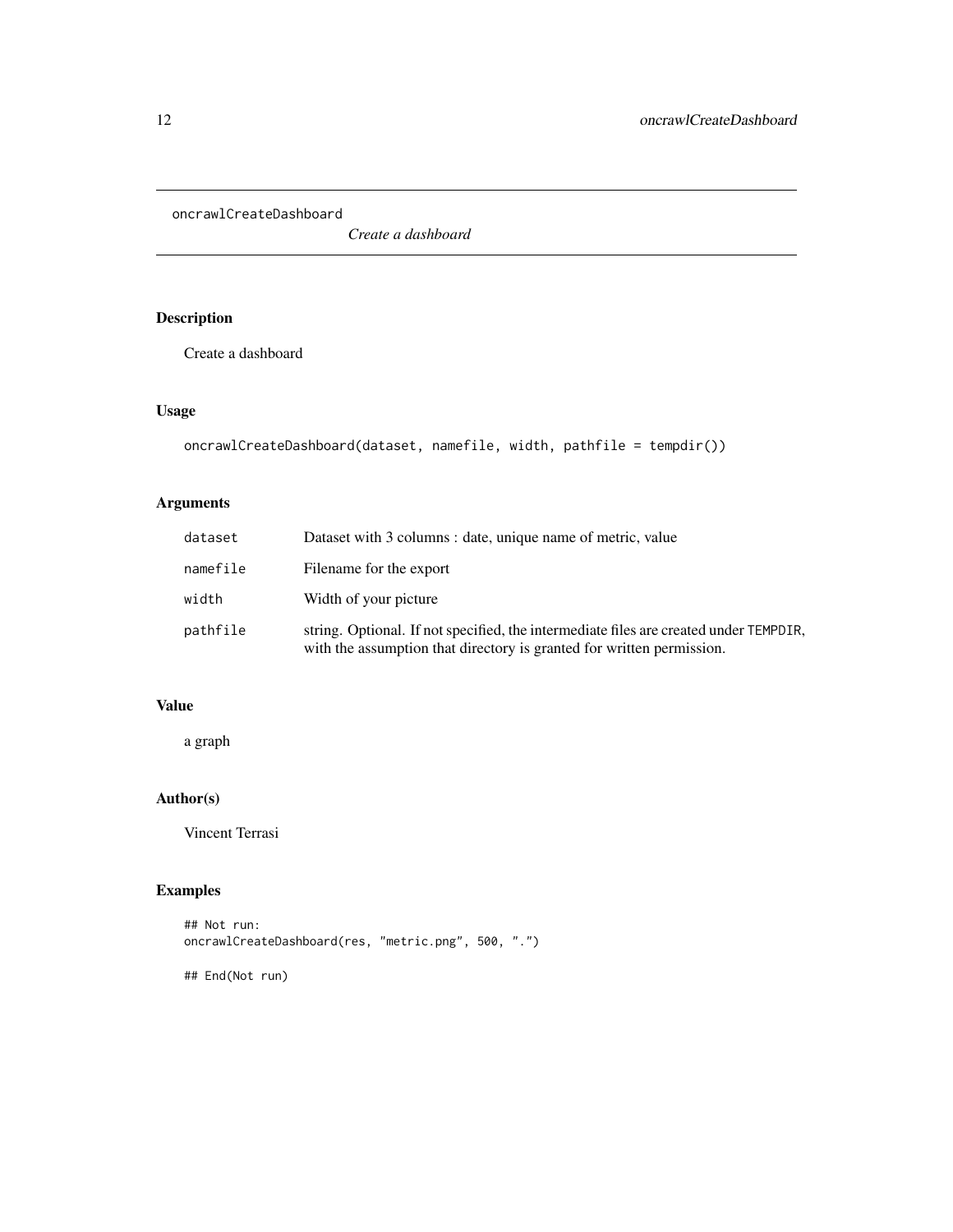# oncrawlCreateDashboard

*Create a dashboard*

## Description

Create a dashboard

## Usage

```
oncrawlCreateDashboard(dataset, namefile, width, pathfile = tempdir())
```

## Arguments

| | |
|---|---|
| `dataset` | Dataset with 3 columns : date, unique name of metric, value |
| `namefile` | Filename for the export |
| `width` | Width of your picture |
| `pathfile` | string. Optional. If not specified, the intermediate files are created under TEMPDIR, with the assumption that directory is granted for written permission. |

## Value

a graph

## Author(s)

Vincent Terrasi

## Examples

```
## Not run:
oncrawlCreateDashboard(res, "metric.png", 500, ".")

## End(Not run)
```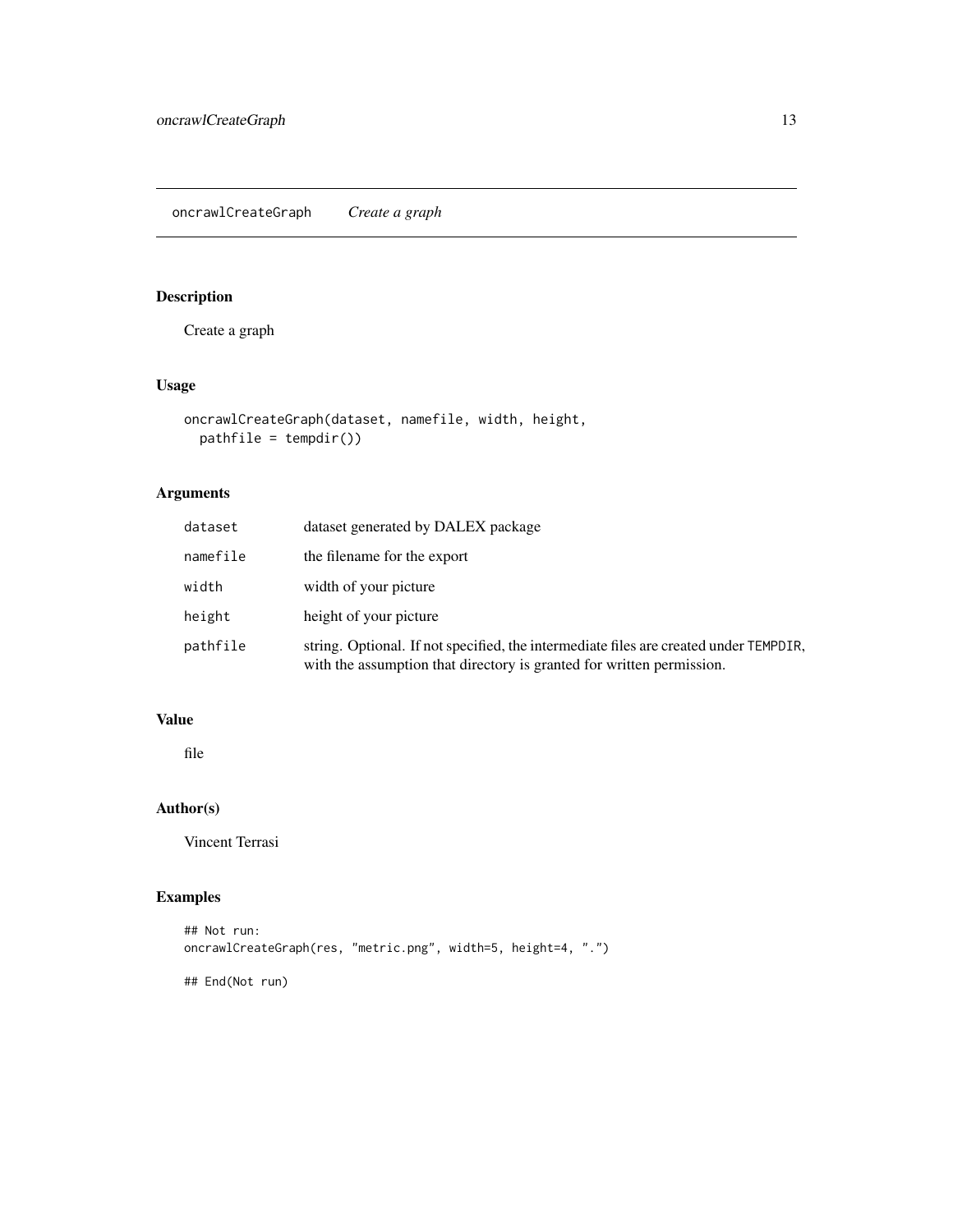# oncrawlCreateGraph    *Create a graph*

## Description

Create a graph

## Usage

```
oncrawlCreateGraph(dataset, namefile, width, height,
  pathfile = tempdir())
```

## Arguments

| | |
|---|---|
| `dataset` | dataset generated by DALEX package |
| `namefile` | the filename for the export |
| `width` | width of your picture |
| `height` | height of your picture |
| `pathfile` | string. Optional. If not specified, the intermediate files are created under `TEMPDIR`, with the assumption that directory is granted for written permission. |

## Value

file

## Author(s)

Vincent Terrasi

## Examples

```
## Not run:
oncrawlCreateGraph(res, "metric.png", width=5, height=4, ".")

## End(Not run)
```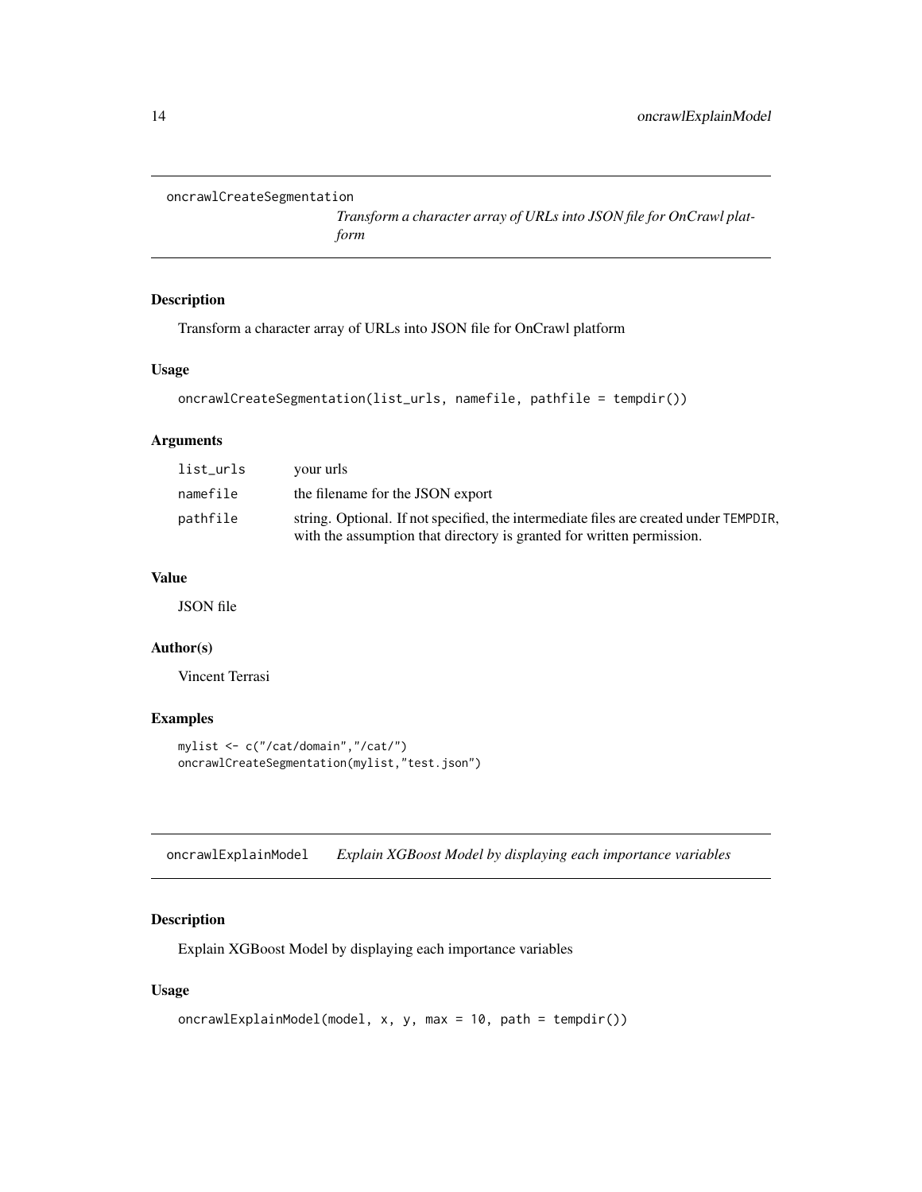## oncrawlCreateSegmentation

*Transform a character array of URLs into JSON file for OnCrawl platform*

### Description

Transform a character array of URLs into JSON file for OnCrawl platform

### Usage

```
oncrawlCreateSegmentation(list_urls, namefile, pathfile = tempdir())
```

### Arguments

| | |
|---|---|
| list_urls | your urls |
| namefile | the filename for the JSON export |
| pathfile | string. Optional. If not specified, the intermediate files are created under TEMPDIR, with the assumption that directory is granted for written permission. |

### Value

JSON file

### Author(s)

Vincent Terrasi

### Examples

```
mylist <- c("/cat/domain","/cat/")
oncrawlCreateSegmentation(mylist,"test.json")
```

## oncrawlExplainModel

*Explain XGBoost Model by displaying each importance variables*

### Description

Explain XGBoost Model by displaying each importance variables

### Usage

```
oncrawlExplainModel(model, x, y, max = 10, path = tempdir())
```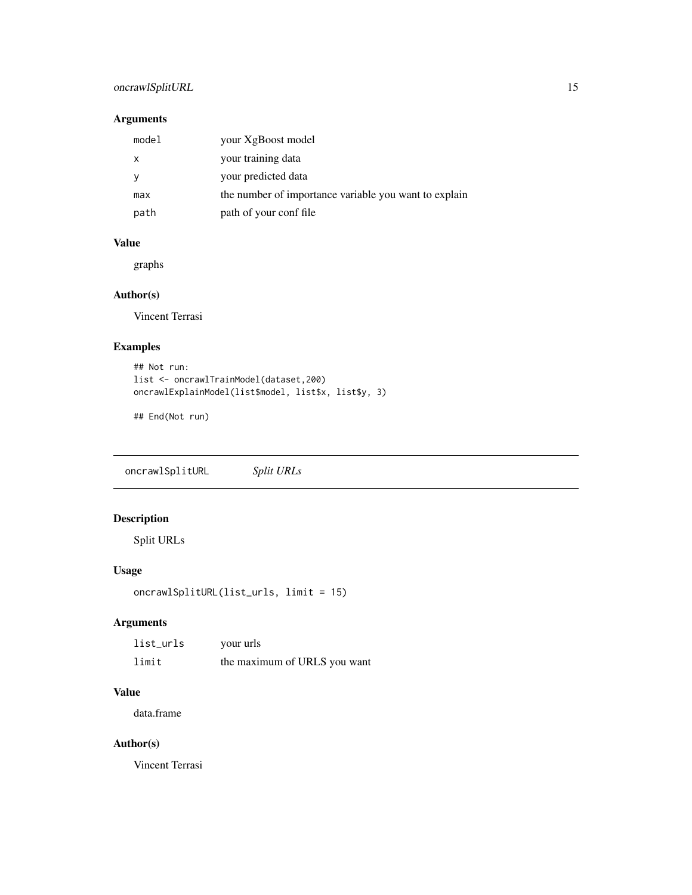### Arguments

| | |
|---|---|
| model | your XgBoost model |
| x | your training data |
| y | your predicted data |
| max | the number of importance variable you want to explain |
| path | path of your conf file |

### Value

graphs

### Author(s)

Vincent Terrasi

### Examples

```
## Not run:
list <- oncrawlTrainModel(dataset,200)
oncrawlExplainModel(list$model, list$x, list$y, 3)

## End(Not run)
```

---

## oncrawlSplitURL *Split URLs*

---

### Description

Split URLs

### Usage

```
oncrawlSplitURL(list_urls, limit = 15)
```

### Arguments

| | |
|---|---|
| list_urls | your urls |
| limit | the maximum of URLS you want |

### Value

data.frame

### Author(s)

Vincent Terrasi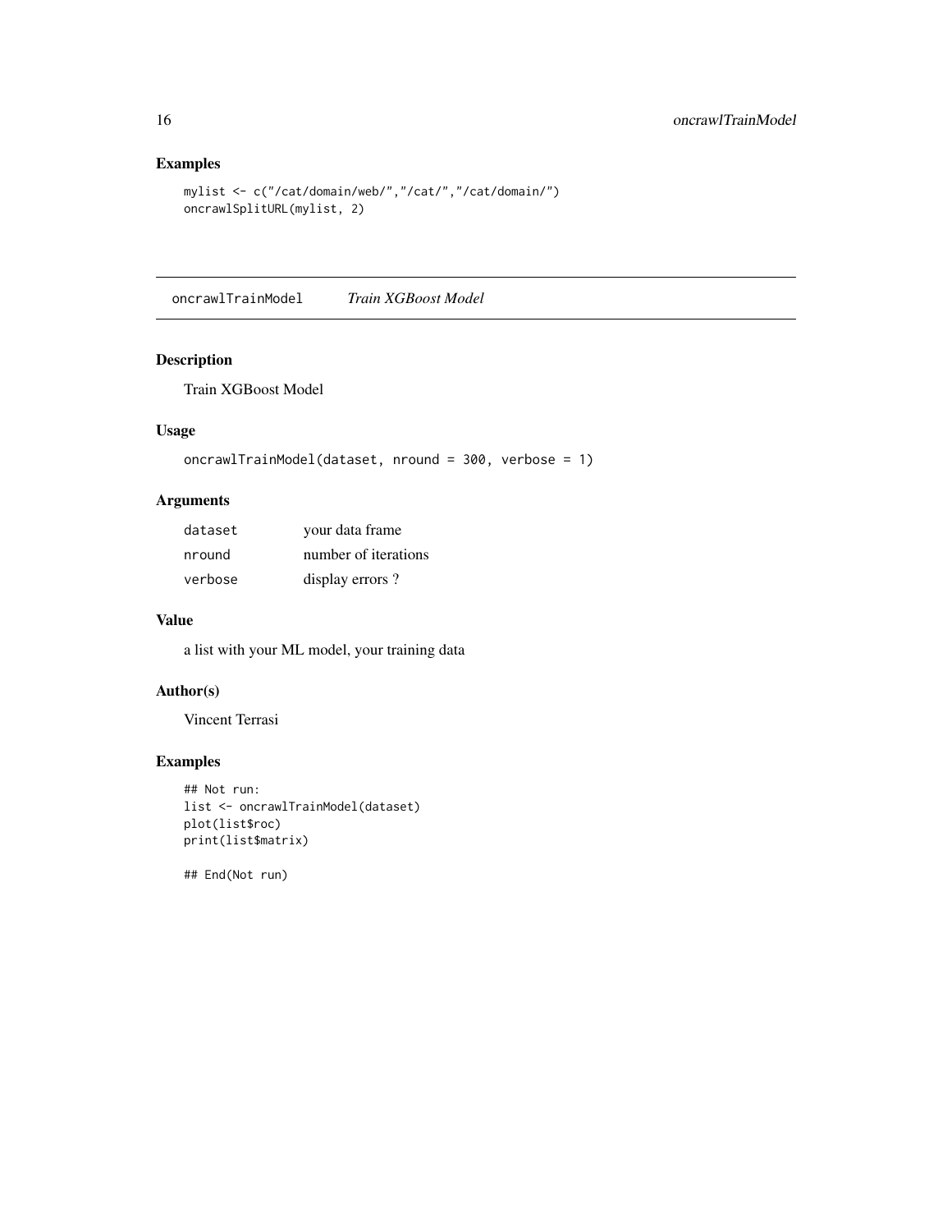## Examples

```
mylist <- c("/cat/domain/web/","/cat/","/cat/domain/")
oncrawlSplitURL(mylist, 2)
```

---

# oncrawlTrainModel *Train XGBoost Model*

## Description

Train XGBoost Model

## Usage

```
oncrawlTrainModel(dataset, nround = 300, verbose = 1)
```

## Arguments

| | |
|---|---|
| dataset | your data frame |
| nround | number of iterations |
| verbose | display errors ? |

## Value

a list with your ML model, your training data

## Author(s)

Vincent Terrasi

## Examples

```
## Not run:
list <- oncrawlTrainModel(dataset)
plot(list$roc)
print(list$matrix)

## End(Not run)
```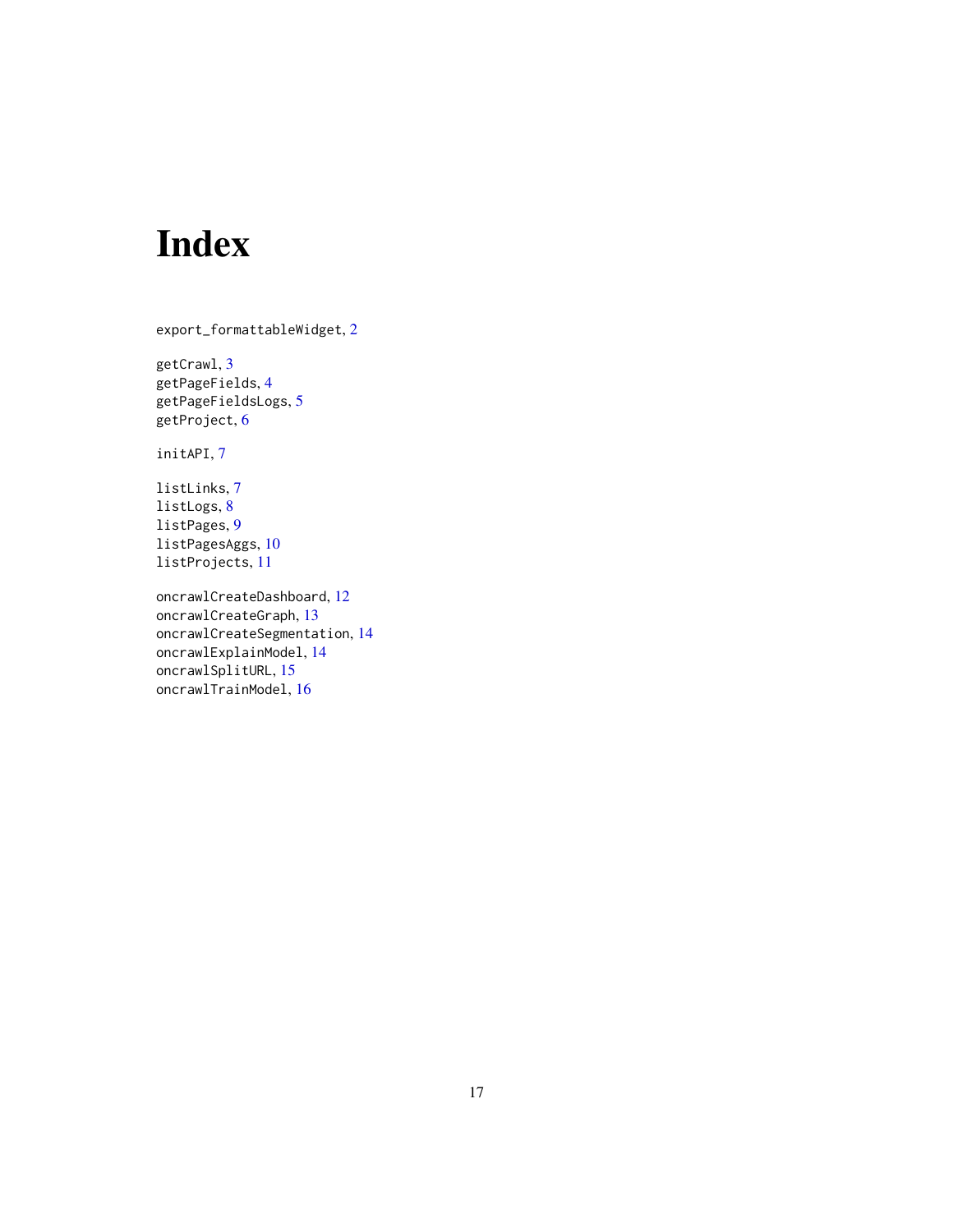# Index

export_formattableWidget, 2

getCrawl, 3
getPageFields, 4
getPageFieldsLogs, 5
getProject, 6

initAPI, 7

listLinks, 7
listLogs, 8
listPages, 9
listPagesAggs, 10
listProjects, 11

oncrawlCreateDashboard, 12
oncrawlCreateGraph, 13
oncrawlCreateSegmentation, 14
oncrawlExplainModel, 14
oncrawlSplitURL, 15
oncrawlTrainModel, 16